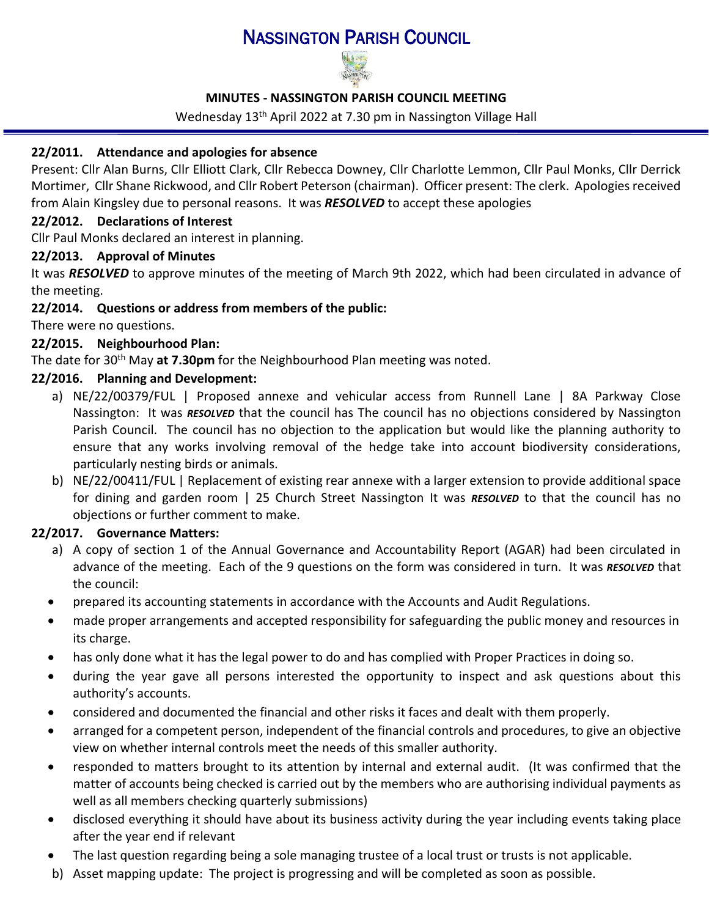# NASSINGTON PARISH COUNCIL

**MINUTES - NASSINGTON PARISH COUNCIL MEETING**

Wednesday 13th April 2022 at 7.30 pm in Nassington Village Hall

**22/2011. Attendance and apologies for absence**

Present: Cllr Alan Burns, Cllr Elliott Clark, Cllr Rebecca Downey, Cllr Charlotte Lemmon, Cllr Paul Monks, Cllr Derrick Mortimer, Cllr Shane Rickwood, and Cllr Robert Peterson (chairman). Officer present: The clerk. Apologies received from Alain Kingsley due to personal reasons. It was ***RESOLVED*** to accept these apologies

**22/2012. Declarations of Interest**

Cllr Paul Monks declared an interest in planning.

**22/2013. Approval of Minutes**

It was ***RESOLVED*** to approve minutes of the meeting of March 9th 2022, which had been circulated in advance of the meeting.

**22/2014. Questions or address from members of the public:**

There were no questions.

**22/2015. Neighbourhood Plan:**

The date for 30th May **at 7.30pm** for the Neighbourhood Plan meeting was noted.

**22/2016. Planning and Development:**

a) NE/22/00379/FUL | Proposed annexe and vehicular access from Runnell Lane | 8A Parkway Close Nassington: It was ***RESOLVED*** that the council has The council has no objections considered by Nassington Parish Council. The council has no objection to the application but would like the planning authority to ensure that any works involving removal of the hedge take into account biodiversity considerations, particularly nesting birds or animals.

b) NE/22/00411/FUL | Replacement of existing rear annexe with a larger extension to provide additional space for dining and garden room | 25 Church Street Nassington It was ***RESOLVED*** to that the council has no objections or further comment to make.

**22/2017. Governance Matters:**

a) A copy of section 1 of the Annual Governance and Accountability Report (AGAR) had been circulated in advance of the meeting. Each of the 9 questions on the form was considered in turn. It was ***RESOLVED*** that the council:

- prepared its accounting statements in accordance with the Accounts and Audit Regulations.
- made proper arrangements and accepted responsibility for safeguarding the public money and resources in its charge.
- has only done what it has the legal power to do and has complied with Proper Practices in doing so.
- during the year gave all persons interested the opportunity to inspect and ask questions about this authority's accounts.
- considered and documented the financial and other risks it faces and dealt with them properly.
- arranged for a competent person, independent of the financial controls and procedures, to give an objective view on whether internal controls meet the needs of this smaller authority.
- responded to matters brought to its attention by internal and external audit. (It was confirmed that the matter of accounts being checked is carried out by the members who are authorising individual payments as well as all members checking quarterly submissions)
- disclosed everything it should have about its business activity during the year including events taking place after the year end if relevant
- The last question regarding being a sole managing trustee of a local trust or trusts is not applicable.

b) Asset mapping update: The project is progressing and will be completed as soon as possible.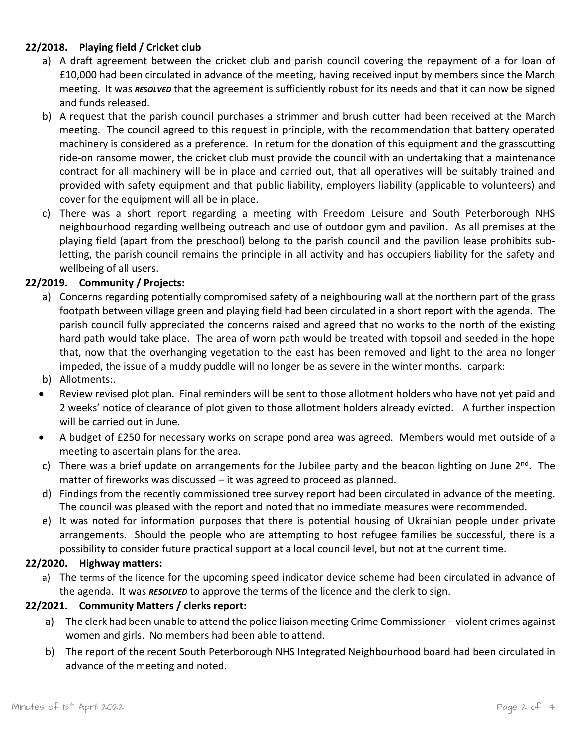**22/2018. Playing field / Cricket club**

a) A draft agreement between the cricket club and parish council covering the repayment of a for loan of £10,000 had been circulated in advance of the meeting, having received input by members since the March meeting. It was ***RESOLVED*** that the agreement is sufficiently robust for its needs and that it can now be signed and funds released.

b) A request that the parish council purchases a strimmer and brush cutter had been received at the March meeting. The council agreed to this request in principle, with the recommendation that battery operated machinery is considered as a preference. In return for the donation of this equipment and the grasscutting ride-on ransome mower, the cricket club must provide the council with an undertaking that a maintenance contract for all machinery will be in place and carried out, that all operatives will be suitably trained and provided with safety equipment and that public liability, employers liability (applicable to volunteers) and cover for the equipment will all be in place.

c) There was a short report regarding a meeting with Freedom Leisure and South Peterborough NHS neighbourhood regarding wellbeing outreach and use of outdoor gym and pavilion. As all premises at the playing field (apart from the preschool) belong to the parish council and the pavilion lease prohibits sub-letting, the parish council remains the principle in all activity and has occupiers liability for the safety and wellbeing of all users.

**22/2019. Community / Projects:**

a) Concerns regarding potentially compromised safety of a neighbouring wall at the northern part of the grass footpath between village green and playing field had been circulated in a short report with the agenda. The parish council fully appreciated the concerns raised and agreed that no works to the north of the existing hard path would take place. The area of worn path would be treated with topsoil and seeded in the hope that, now that the overhanging vegetation to the east has been removed and light to the area no longer impeded, the issue of a muddy puddle will no longer be as severe in the winter months. carpark:

b) Allotments:.

- Review revised plot plan. Final reminders will be sent to those allotment holders who have not yet paid and 2 weeks' notice of clearance of plot given to those allotment holders already evicted. A further inspection will be carried out in June.
- A budget of £250 for necessary works on scrape pond area was agreed. Members would met outside of a meeting to ascertain plans for the area.

c) There was a brief update on arrangements for the Jubilee party and the beacon lighting on June 2nd. The matter of fireworks was discussed – it was agreed to proceed as planned.

d) Findings from the recently commissioned tree survey report had been circulated in advance of the meeting. The council was pleased with the report and noted that no immediate measures were recommended.

e) It was noted for information purposes that there is potential housing of Ukrainian people under private arrangements. Should the people who are attempting to host refugee families be successful, there is a possibility to consider future practical support at a local council level, but not at the current time.

**22/2020. Highway matters:**

a) The terms of the licence for the upcoming speed indicator device scheme had been circulated in advance of the agenda. It was ***RESOLVED*** to approve the terms of the licence and the clerk to sign.

**22/2021. Community Matters / clerks report:**

a) The clerk had been unable to attend the police liaison meeting Crime Commissioner – violent crimes against women and girls. No members had been able to attend.

b) The report of the recent South Peterborough NHS Integrated Neighbourhood board had been circulated in advance of the meeting and noted.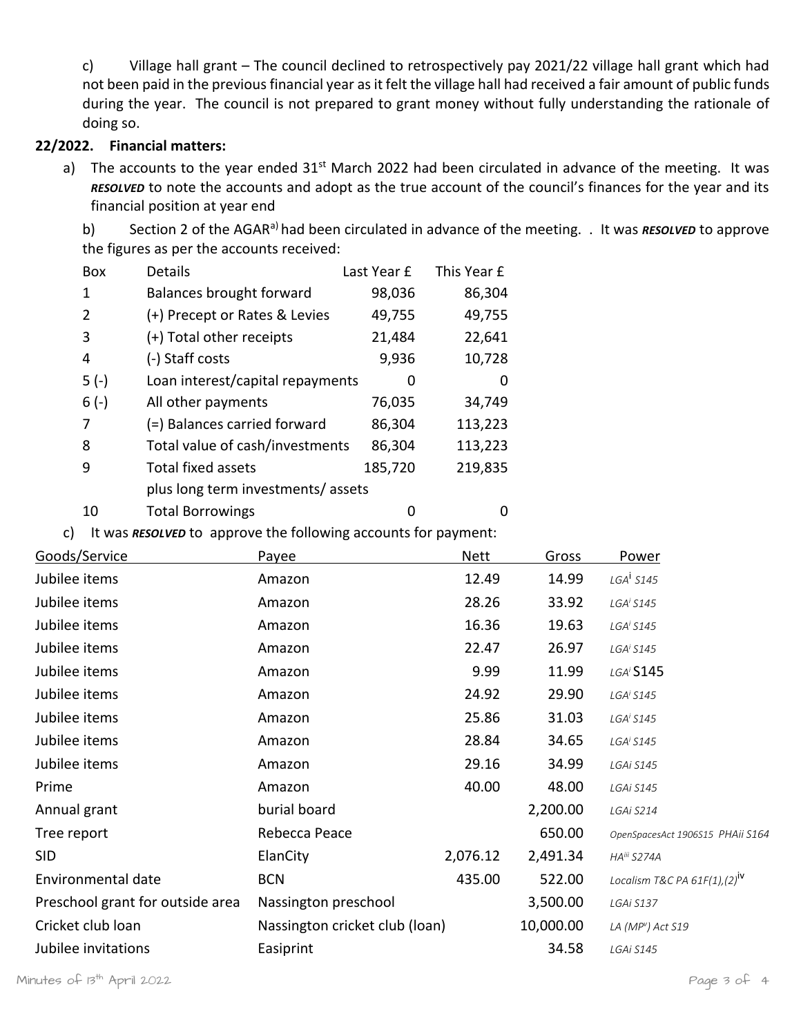c) Village hall grant – The council declined to retrospectively pay 2021/22 village hall grant which had not been paid in the previous financial year as it felt the village hall had received a fair amount of public funds during the year. The council is not prepared to grant money without fully understanding the rationale of doing so.

**22/2022. Financial matters:**

a) The accounts to the year ended 31st March 2022 had been circulated in advance of the meeting. It was ***RESOLVED*** to note the accounts and adopt as the true account of the council's finances for the year and its financial position at year end

b) Section 2 of the AGAR[a)] had been circulated in advance of the meeting. . It was ***RESOLVED*** to approve the figures as per the accounts received:

| Box | Details | Last Year £ | This Year £ |
|---|---|---|---|
| 1 | Balances brought forward | 98,036 | 86,304 |
| 2 | (+) Precept or Rates & Levies | 49,755 | 49,755 |
| 3 | (+) Total other receipts | 21,484 | 22,641 |
| 4 | (-) Staff costs | 9,936 | 10,728 |
| 5 (-) | Loan interest/capital repayments | 0 | 0 |
| 6 (-) | All other payments | 76,035 | 34,749 |
| 7 | (=) Balances carried forward | 86,304 | 113,223 |
| 8 | Total value of cash/investments | 86,304 | 113,223 |
| 9 | Total fixed assets plus long term investments/ assets | 185,720 | 219,835 |
| 10 | Total Borrowings | 0 | 0 |

c) It was ***RESOLVED*** to approve the following accounts for payment:

| Goods/Service | Payee | Nett | Gross | Power |
|---|---|---|---|---|
| Jubilee items | Amazon | 12.49 | 14.99 | *LGA[i] S145* |
| Jubilee items | Amazon | 28.26 | 33.92 | *LGA[i] S145* |
| Jubilee items | Amazon | 16.36 | 19.63 | *LGA[i] S145* |
| Jubilee items | Amazon | 22.47 | 26.97 | *LGA[i] S145* |
| Jubilee items | Amazon | 9.99 | 11.99 | *LGA[i]* S145 |
| Jubilee items | Amazon | 24.92 | 29.90 | *LGA[i] S145* |
| Jubilee items | Amazon | 25.86 | 31.03 | *LGA[i] S145* |
| Jubilee items | Amazon | 28.84 | 34.65 | *LGA[i] S145* |
| Jubilee items | Amazon | 29.16 | 34.99 | *LGAi S145* |
| Prime | Amazon | 40.00 | 48.00 | *LGAi S145* |
| Annual grant | burial board | | 2,200.00 | *LGAi S214* |
| Tree report | Rebecca Peace | | 650.00 | *OpenSpacesAct 1906S15 PHAii S164* |
| SID | ElanCity | 2,076.12 | 2,491.34 | *HA[iii] S274A* |
| Environmental date | BCN | 435.00 | 522.00 | *Localism T&C PA 61F(1),(2)*[iv] |
| Preschool grant for outside area | Nassington preschool | | 3,500.00 | *LGAi S137* |
| Cricket club loan | Nassington cricket club (loan) | | 10,000.00 | *LA (MP[v]) Act S19* |
| Jubilee invitations | Easiprint | | 34.58 | *LGAi S145* |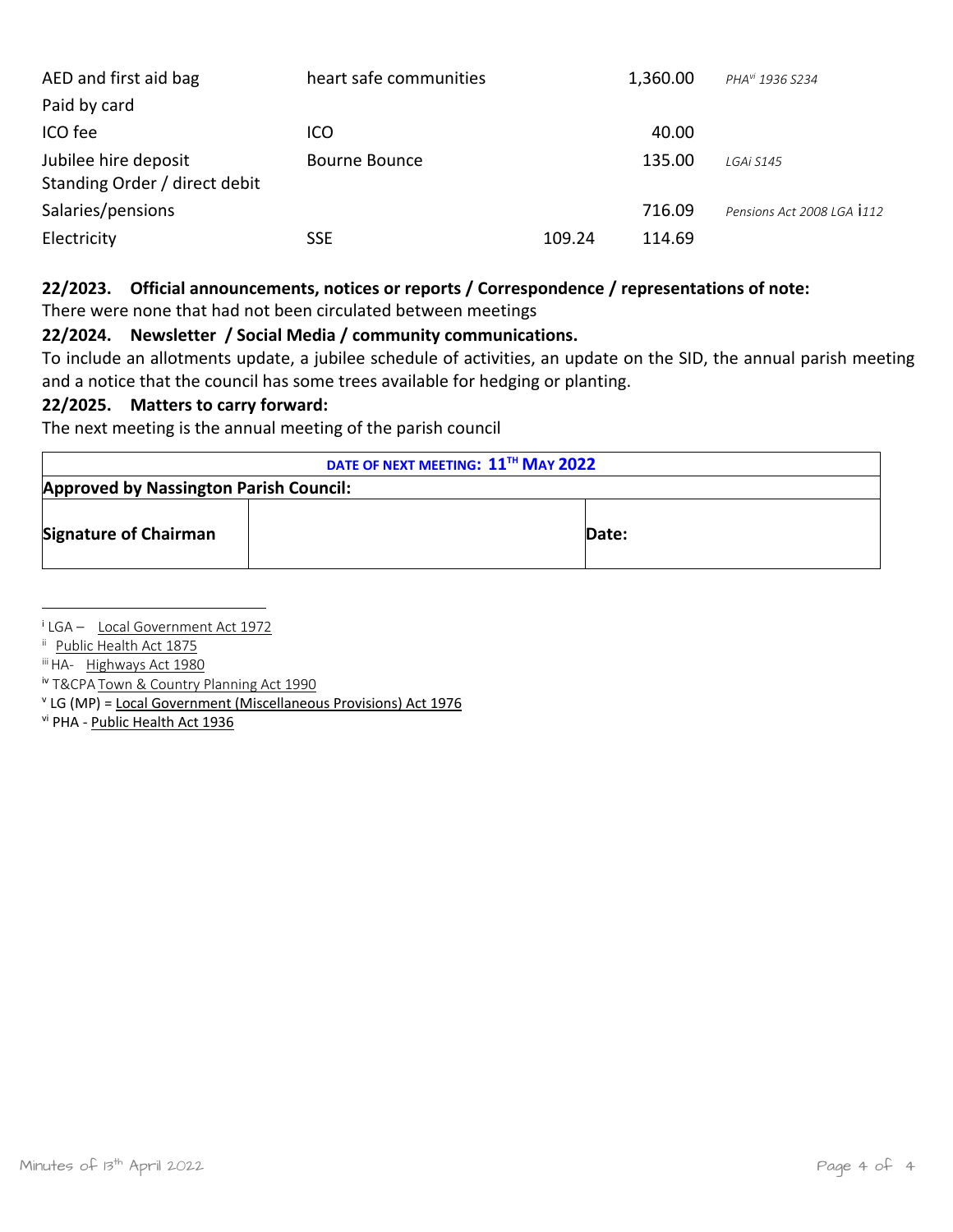| | | | | |
|---|---|---|---|---|
| AED and first aid bag | heart safe communities | | 1,360.00 | *PHA[vi] 1936 S234* |
| Paid by card | | | | |
| ICO fee | ICO | | 40.00 | |
| Jubilee hire deposit | Bourne Bounce | | 135.00 | *LGAi S145* |
| Standing Order / direct debit | | | | |
| Salaries/pensions | | | 716.09 | *Pensions Act 2008 LGA i112* |
| Electricity | SSE | 109.24 | 114.69 | |

**22/2023. Official announcements, notices or reports / Correspondence / representations of note:**

There were none that had not been circulated between meetings

**22/2024. Newsletter / Social Media / community communications.**

To include an allotments update, a jubilee schedule of activities, an update on the SID, the annual parish meeting and a notice that the council has some trees available for hedging or planting.

**22/2025. Matters to carry forward:**

The next meeting is the annual meeting of the parish council

| DATE OF NEXT MEETING: 11TH MAY 2022 | | |
|---|---|---|
| **Approved by Nassington Parish Council:** | | |
| **Signature of Chairman** | | **Date:** |

---

[i] LGA – Local Government Act 1972

[ii] Public Health Act 1875

[iii] HA- Highways Act 1980

[iv] T&CPA Town & Country Planning Act 1990

[v] LG (MP) = Local Government (Miscellaneous Provisions) Act 1976

[vi] PHA - Public Health Act 1936